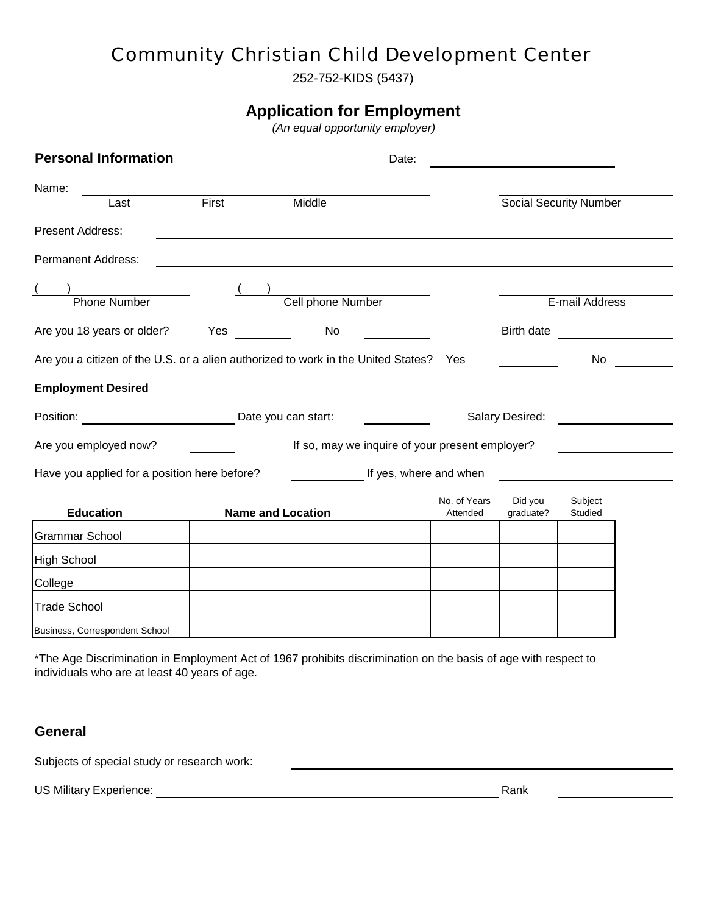# Community Christian Child Development Center

252-752-KIDS (5437)

## Application for Employment

*(An equal opportunity employer)*

### Personal Information

Date: ______________________

Name: ____________________________________________ ______________________

Last First Middle Social Security Number

Present Address: ____________________________________________

Permanent Address: ____________________________________________

( ) ______________ ( ) ______________ ______________

Phone Number Cell phone Number E-mail Address

Are you 18 years or older? Yes ________ No ________ Birth date ______________

Are you a citizen of the U.S. or a alien authorized to work in the United States? Yes ________ No ________

**Employment Desired**

Position: ______________ Date you can start: ________ Salary Desired: ______________

Are you employed now? ________ If so, may we inquire of your present employer? ______________

Have you applied for a position here before? ________ If yes, where and when ______________

| Education | Name and Location | No. of Years Attended | Did you graduate? | Subject Studied |
|---|---|---|---|---|
| Grammar School | | | | |
| High School | | | | |
| College | | | | |
| Trade School | | | | |
| Business, Correspondent School | | | | |

*The Age Discrimination in Employment Act of 1967 prohibits discrimination on the basis of age with respect to individuals who are at least 40 years of age.

### General

Subjects of special study or research work: ____________________________________________

US Military Experience: ____________________________________________ Rank ______________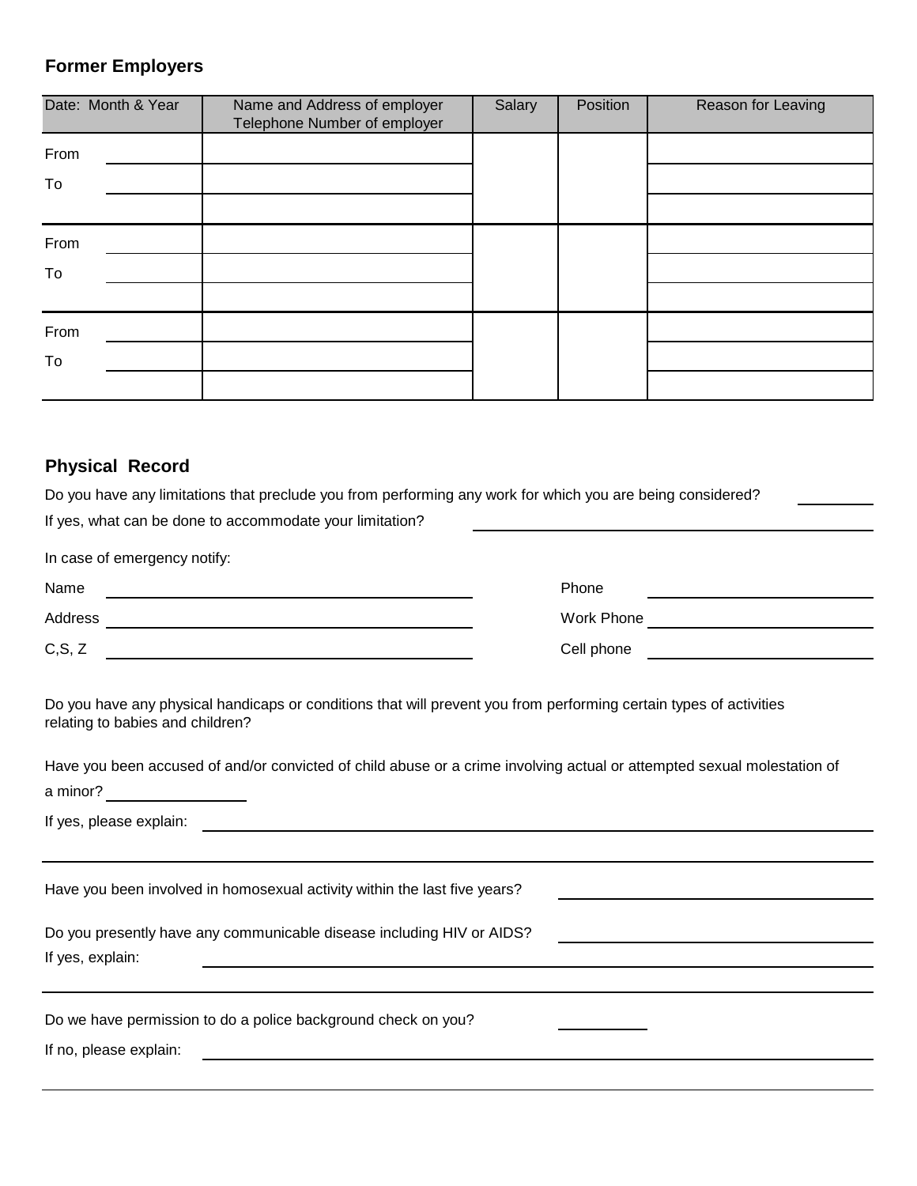## Former Employers

| Date: Month & Year | Name and Address of employer<br>Telephone Number of employer | Salary | Position | Reason for Leaving |
|---|---|---|---|---|
| From ______<br>To ______ | | | | |
| From ______<br>To ______ | | | | |
| From ______<br>To ______ | | | | |

## Physical Record

Do you have any limitations that preclude you from performing any work for which you are being considered? ________

If yes, what can be done to accommodate your limitation? ________________________

In case of emergency notify:

Name ________________________ Phone ________________

Address ________________________ Work Phone ________________

C,S, Z ________________________ Cell phone ________________

Do you have any physical handicaps or conditions that will prevent you from performing certain types of activities relating to babies and children?

Have you been accused of and/or convicted of child abuse or a crime involving actual or attempted sexual molestation of a minor? ____________

If yes, please explain: ________________________________________________

Have you been involved in homosexual activity within the last five years? ________________________

Do you presently have any communicable disease including HIV or AIDS? ________________________

If yes, explain: ________________________________________________

Do we have permission to do a police background check on you? ________

If no, please explain: ________________________________________________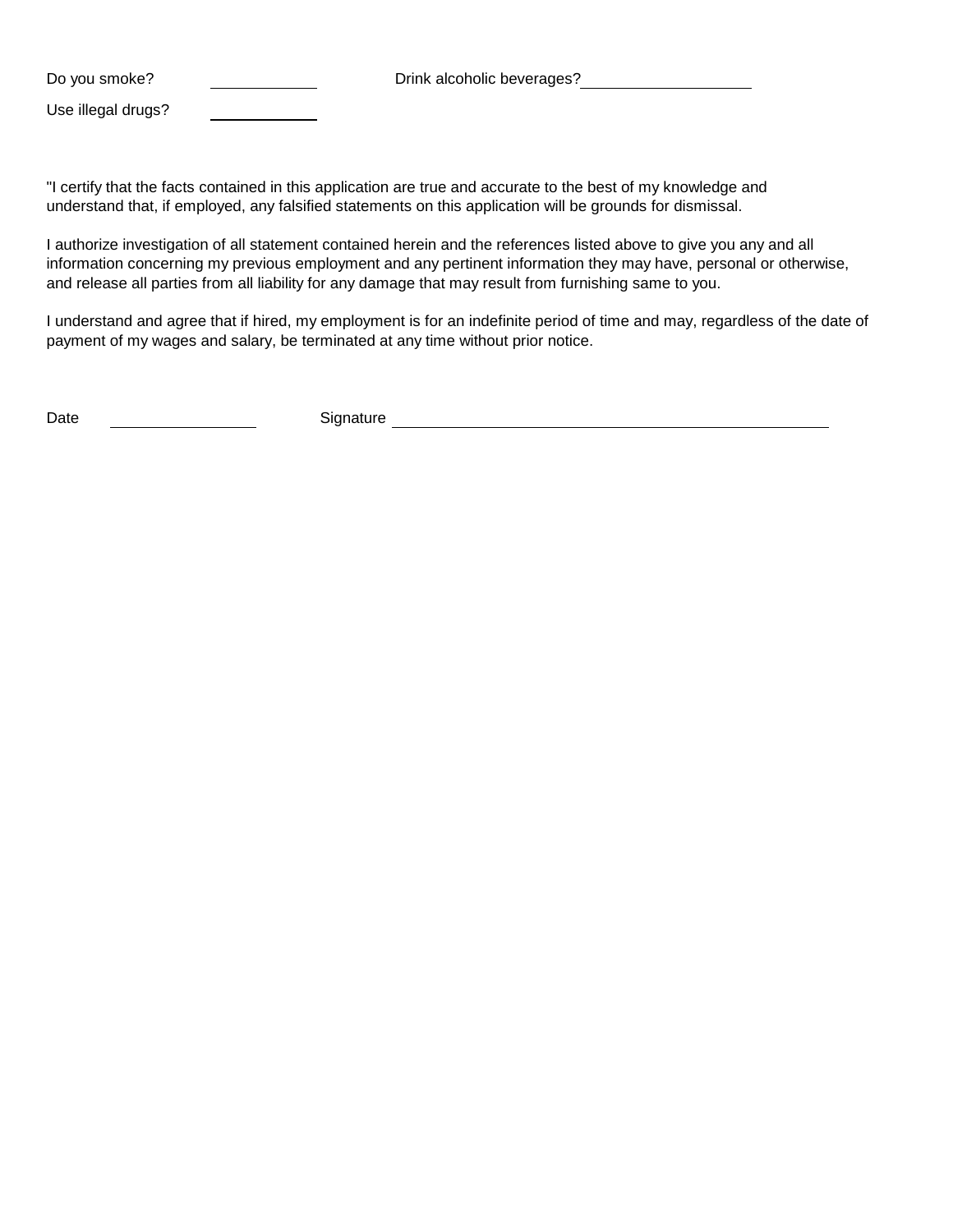Do you smoke? ____________ Drink alcoholic beverages? ____________________

Use illegal drugs? ____________

"I certify that the facts contained in this application are true and accurate to the best of my knowledge and understand that, if employed, any falsified statements on this application will be grounds for dismissal.

I authorize investigation of all statement contained herein and the references listed above to give you any and all information concerning my previous employment and any pertinent information they may have, personal or otherwise, and release all parties from all liability for any damage that may result from furnishing same to you.

I understand and agree that if hired, my employment is for an indefinite period of time and may, regardless of the date of payment of my wages and salary, be terminated at any time without prior notice.

Date ________________ Signature ________________________________________________